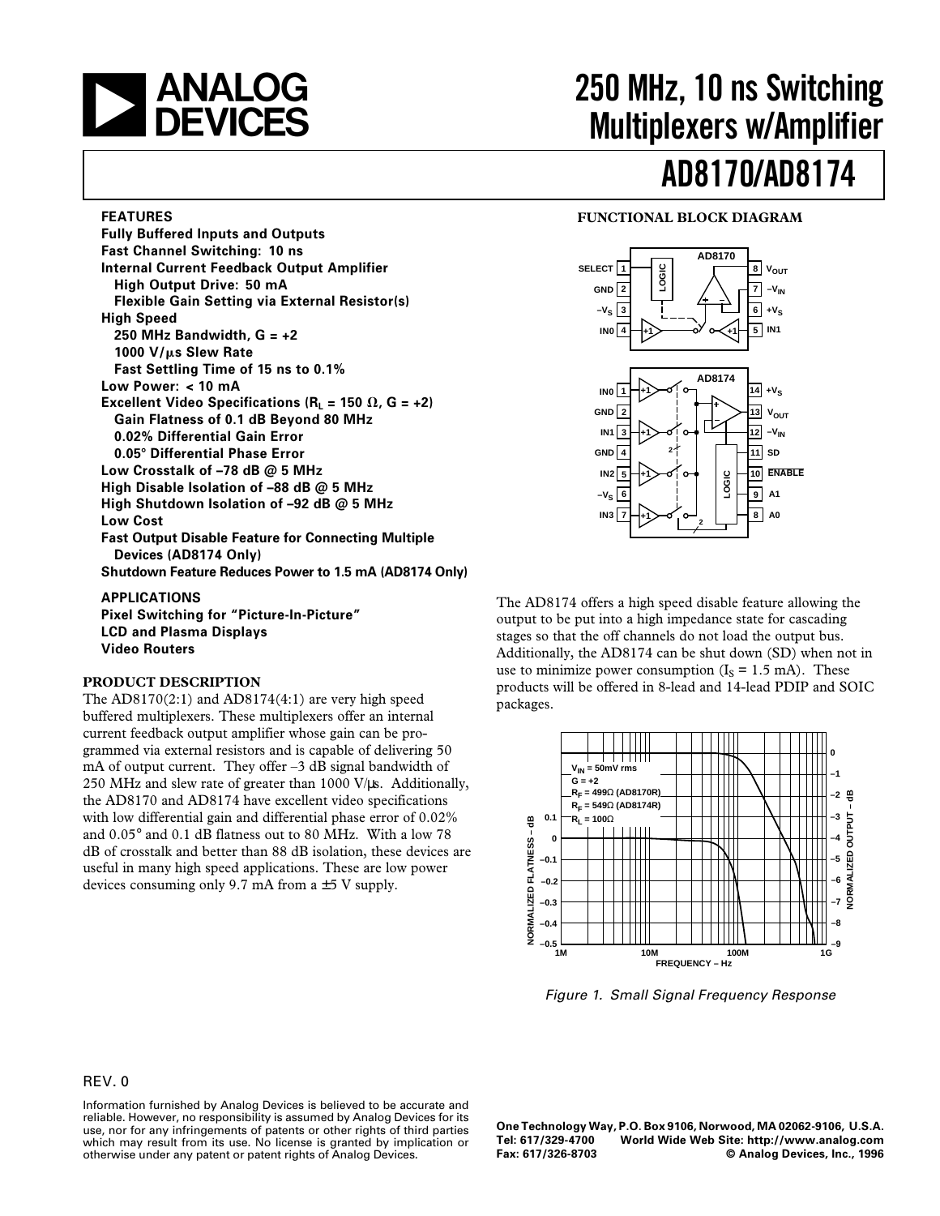# 250 MHz, 10 ns Switching Multiplexers w/Amplifier

# AD8170/AD8174

## FEATURES

**Fully Buffered Inputs and Outputs**
**Fast Channel Switching: 10 ns**
**Internal Current Feedback Output Amplifier**
- **High Output Drive: 50 mA**
- **Flexible Gain Setting via External Resistor(s)**

**High Speed**
- **250 MHz Bandwidth, G = +2**
- **1000 V/µs Slew Rate**
- **Fast Settling Time of 15 ns to 0.1%**

**Low Power: < 10 mA**
**Excellent Video Specifications ($R_L$ = 150 Ω, G = +2)**
- **Gain Flatness of 0.1 dB Beyond 80 MHz**
- **0.02% Differential Gain Error**
- **0.05° Differential Phase Error**

**Low Crosstalk of –78 dB @ 5 MHz**
**High Disable Isolation of –88 dB @ 5 MHz**
**High Shutdown Isolation of –92 dB @ 5 MHz**
**Low Cost**
**Fast Output Disable Feature for Connecting Multiple Devices (AD8174 Only)**
**Shutdown Feature Reduces Power to 1.5 mA (AD8174 Only)**

## APPLICATIONS

**Pixel Switching for "Picture-In-Picture"**
**LCD and Plasma Displays**
**Video Routers**

## PRODUCT DESCRIPTION

The AD8170(2:1) and AD8174(4:1) are very high speed buffered multiplexers. These multiplexers offer an internal current feedback output amplifier whose gain can be programmed via external resistors and is capable of delivering 50 mA of output current. They offer –3 dB signal bandwidth of 250 MHz and slew rate of greater than 1000 V/µs. Additionally, the AD8170 and AD8174 have excellent video specifications with low differential gain and differential phase error of 0.02% and 0.05° and 0.1 dB flatness out to 80 MHz. With a low 78 dB of crosstalk and better than 88 dB isolation, these devices are useful in many high speed applications. These are low power devices consuming only 9.7 mA from a ±5 V supply.

## FUNCTIONAL BLOCK DIAGRAM

The AD8174 offers a high speed disable feature allowing the output to be put into a high impedance state for cascading stages so that the off channels do not load the output bus. Additionally, the AD8174 can be shut down (SD) when not in use to minimize power consumption ($I_S$ = 1.5 mA). These products will be offered in 8-lead and 14-lead PDIP and SOIC packages.

*Figure 1. Small Signal Frequency Response*

REV. 0

Information furnished by Analog Devices is believed to be accurate and reliable. However, no responsibility is assumed by Analog Devices for its use, nor for any infringements of patents or other rights of third parties which may result from its use. No license is granted by implication or otherwise under any patent or patent rights of Analog Devices.

One Technology Way, P.O. Box 9106, Norwood, MA 02062-9106, U.S.A.
Tel: 617/329-4700 World Wide Web Site: http://www.analog.com
Fax: 617/326-8703 © Analog Devices, Inc., 1996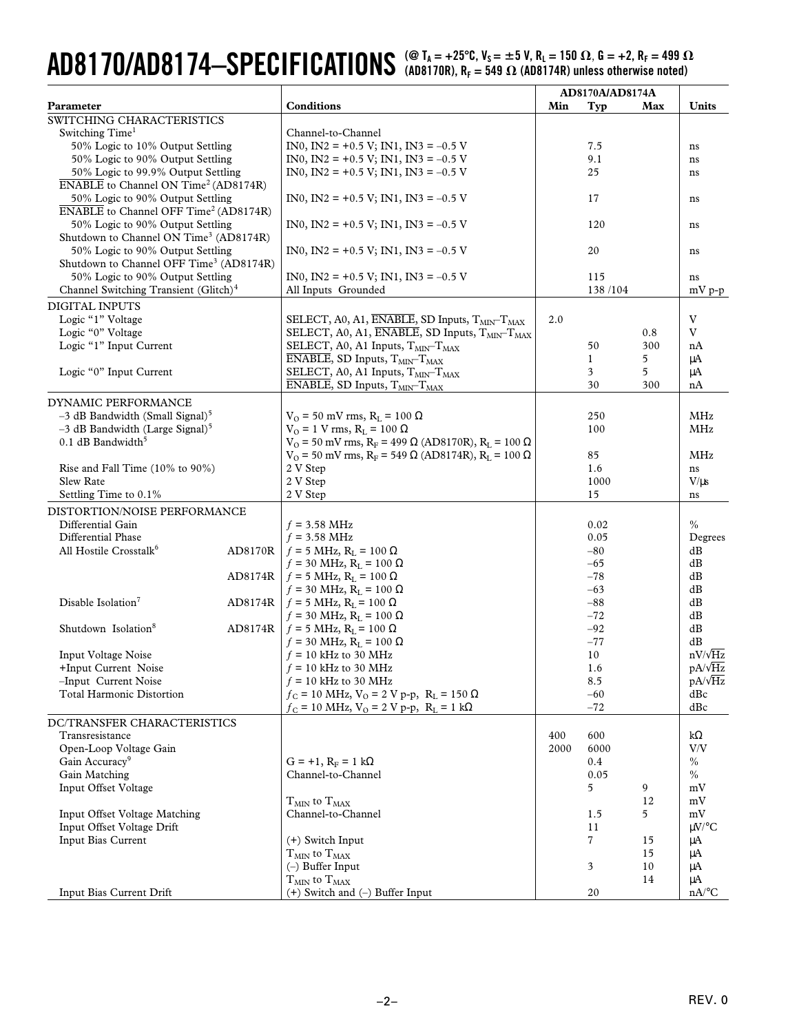# AD8170/AD8174–SPECIFICATIONS

(@ $T_A$ = +25°C, $V_S$ = ±5 V, $R_L$ = 150 Ω, G = +2, $R_F$ = 499 Ω (AD8170R), $R_F$ = 549 Ω (AD8174R) unless otherwise noted)

| Parameter | Conditions | AD8170A/AD8174A Min | Typ | Max | Units |
|---|---|---|---|---|---|
| SWITCHING CHARACTERISTICS | | | | | |
| Switching Time[1] | Channel-to-Channel | | | | |
| 50% Logic to 10% Output Settling | IN0, IN2 = +0.5 V; IN1, IN3 = –0.5 V | | 7.5 | | ns |
| 50% Logic to 90% Output Settling | IN0, IN2 = +0.5 V; IN1, IN3 = –0.5 V | | 9.1 | | ns |
| 50% Logic to 99.9% Output Settling | IN0, IN2 = +0.5 V; IN1, IN3 = –0.5 V | | 25 | | ns |
| $\overline{\text{ENABLE}}$ to Channel ON Time[2] (AD8174R) | | | | | |
| 50% Logic to 90% Output Settling | IN0, IN2 = +0.5 V; IN1, IN3 = –0.5 V | | 17 | | ns |
| $\overline{\text{ENABLE}}$ to Channel OFF Time[2] (AD8174R) | | | | | |
| 50% Logic to 90% Output Settling | IN0, IN2 = +0.5 V; IN1, IN3 = –0.5 V | | 120 | | ns |
| Shutdown to Channel ON Time[3] (AD8174R) | | | | | |
| 50% Logic to 90% Output Settling | IN0, IN2 = +0.5 V; IN1, IN3 = –0.5 V | | 20 | | ns |
| Shutdown to Channel OFF Time[3] (AD8174R) | | | | | |
| 50% Logic to 90% Output Settling | IN0, IN2 = +0.5 V; IN1, IN3 = –0.5 V | | 115 | | ns |
| Channel Switching Transient (Glitch)[4] | All Inputs Grounded | | 138 /104 | | mV p-p |
| DIGITAL INPUTS | | | | | |
| Logic "1" Voltage | SELECT, A0, A1, $\overline{\text{ENABLE}}$, SD Inputs, $T_{MIN}$–$T_{MAX}$ | 2.0 | | | V |
| Logic "0" Voltage | SELECT, A0, A1, $\overline{\text{ENABLE}}$, SD Inputs, $T_{MIN}$–$T_{MAX}$ | | | 0.8 | V |
| Logic "1" Input Current | SELECT, A0, A1 Inputs, $T_{MIN}$–$T_{MAX}$ | | 50 | 300 | nA |
| | $\overline{\text{ENABLE}}$, SD Inputs, $T_{MIN}$–$T_{MAX}$ | | 1 | 5 | μA |
| Logic "0" Input Current | SELECT, A0, A1 Inputs, $T_{MIN}$–$T_{MAX}$ | | 3 | 5 | μA |
| | $\overline{\text{ENABLE}}$, SD Inputs, $T_{MIN}$–$T_{MAX}$ | | 30 | 300 | nA |
| DYNAMIC PERFORMANCE | | | | | |
| –3 dB Bandwidth (Small Signal)[5] | $V_O$ = 50 mV rms, $R_L$ = 100 Ω | | 250 | | MHz |
| –3 dB Bandwidth (Large Signal)[5] | $V_O$ = 1 V rms, $R_L$ = 100 Ω | | 100 | | MHz |
| 0.1 dB Bandwidth[5] | $V_O$ = 50 mV rms, $R_F$ = 499 Ω (AD8170R), $R_L$ = 100 Ω | | | | |
| | $V_O$ = 50 mV rms, $R_F$ = 549 Ω (AD8174R), $R_L$ = 100 Ω | | 85 | | MHz |
| Rise and Fall Time (10% to 90%) | 2 V Step | | 1.6 | | ns |
| Slew Rate | 2 V Step | | 1000 | | V/μs |
| Settling Time to 0.1% | 2 V Step | | 15 | | ns |
| DISTORTION/NOISE PERFORMANCE | | | | | |
| Differential Gain | f = 3.58 MHz | | 0.02 | | % |
| Differential Phase | f = 3.58 MHz | | 0.05 | | Degrees |
| All Hostile Crosstalk[6] AD8170R | f = 5 MHz, $R_L$ = 100 Ω | | –80 | | dB |
| | f = 30 MHz, $R_L$ = 100 Ω | | –65 | | dB |
| AD8174R | f = 5 MHz, $R_L$ = 100 Ω | | –78 | | dB |
| | f = 30 MHz, $R_L$ = 100 Ω | | –63 | | dB |
| Disable Isolation[7] AD8174R | f = 5 MHz, $R_L$ = 100 Ω | | –88 | | dB |
| | f = 30 MHz, $R_L$ = 100 Ω | | –72 | | dB |
| Shutdown Isolation[8] AD8174R | f = 5 MHz, $R_L$ = 100 Ω | | –92 | | dB |
| | f = 30 MHz, $R_L$ = 100 Ω | | –77 | | dB |
| Input Voltage Noise | f = 10 kHz to 30 MHz | | 10 | | nV/√Hz |
| +Input Current Noise | f = 10 kHz to 30 MHz | | 1.6 | | pA/√Hz |
| –Input Current Noise | f = 10 kHz to 30 MHz | | 8.5 | | pA/√Hz |
| Total Harmonic Distortion | $f_C$ = 10 MHz, $V_O$ = 2 V p-p, $R_L$ = 150 Ω | | –60 | | dBc |
| | $f_C$ = 10 MHz, $V_O$ = 2 V p-p, $R_L$ = 1 kΩ | | –72 | | dBc |
| DC/TRANSFER CHARACTERISTICS | | | | | |
| Transresistance | | 400 | 600 | | kΩ |
| Open-Loop Voltage Gain | | 2000 | 6000 | | V/V |
| Gain Accuracy[9] | G = +1, $R_F$ = 1 kΩ | | 0.4 | | % |
| Gain Matching | Channel-to-Channel | | 0.05 | | % |
| Input Offset Voltage | | | 5 | 9 | mV |
| | $T_{MIN}$ to $T_{MAX}$ | | | 12 | mV |
| Input Offset Voltage Matching | Channel-to-Channel | | 1.5 | 5 | mV |
| Input Offset Voltage Drift | | | 11 | | μV/°C |
| Input Bias Current | (+) Switch Input | | 7 | 15 | μA |
| | $T_{MIN}$ to $T_{MAX}$ | | | 15 | μA |
| | (–) Buffer Input | | 3 | 10 | μA |
| | $T_{MIN}$ to $T_{MAX}$ | | | 14 | μA |
| Input Bias Current Drift | (+) Switch and (–) Buffer Input | | 20 | | nA/°C |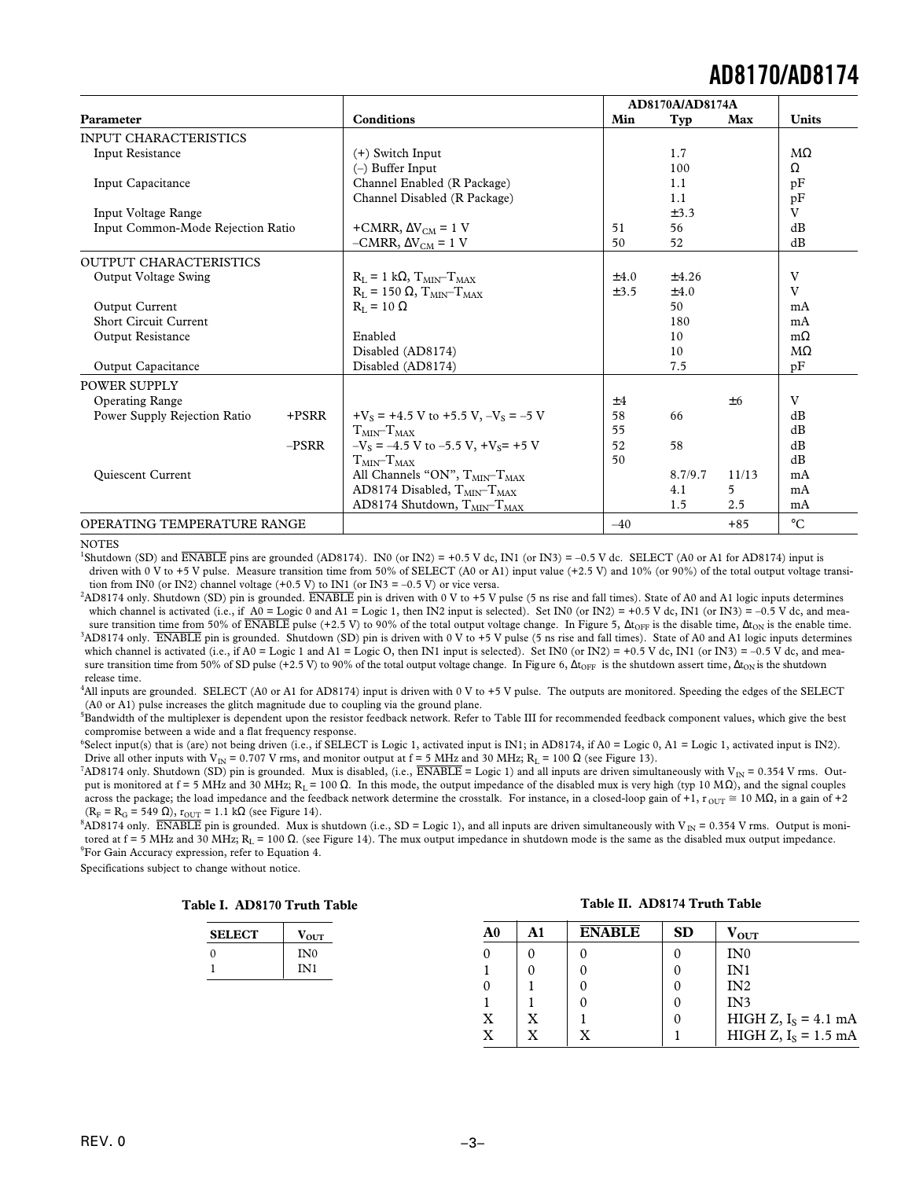| Parameter | Conditions | AD8170A/AD8174A Min | Typ | Max | Units |
|---|---|---|---|---|---|
| INPUT CHARACTERISTICS | | | | | |
| Input Resistance | (+) Switch Input | | 1.7 | | MΩ |
| | (–) Buffer Input | | 100 | | Ω |
| Input Capacitance | Channel Enabled (R Package) | | 1.1 | | pF |
| | Channel Disabled (R Package) | | 1.1 | | pF |
| Input Voltage Range | | | ±3.3 | | V |
| Input Common-Mode Rejection Ratio | +CMRR, $\Delta V_{CM}$ = 1 V | 51 | 56 | | dB |
| | –CMRR, $\Delta V_{CM}$ = 1 V | 50 | 52 | | dB |
| OUTPUT CHARACTERISTICS | | | | | |
| Output Voltage Swing | $R_L$ = 1 kΩ, $T_{MIN}$–$T_{MAX}$ | ±4.0 | ±4.26 | | V |
| | $R_L$ = 150 Ω, $T_{MIN}$–$T_{MAX}$ | ±3.5 | ±4.0 | | V |
| Output Current | $R_L$ = 10 Ω | | 50 | | mA |
| Short Circuit Current | | | 180 | | mA |
| Output Resistance | Enabled | | 10 | | mΩ |
| | Disabled (AD8174) | | 10 | | MΩ |
| Output Capacitance | Disabled (AD8174) | | 7.5 | | pF |
| POWER SUPPLY | | | | | |
| Operating Range | | ±4 | | ±6 | V |
| Power Supply Rejection Ratio +PSRR | $+V_S$ = +4.5 V to +5.5 V, $–V_S$ = –5 V | 58 | 66 | | dB |
| | $T_{MIN}$–$T_{MAX}$ | 55 | | | dB |
| –PSRR | $–V_S$ = –4.5 V to –5.5 V, $+V_S$= +5 V | 52 | 58 | | dB |
| | $T_{MIN}$–$T_{MAX}$ | 50 | | | dB |
| Quiescent Current | All Channels "ON", $T_{MIN}$–$T_{MAX}$ | | 8.7/9.7 | 11/13 | mA |
| | AD8174 Disabled, $T_{MIN}$–$T_{MAX}$ | | 4.1 | 5 | mA |
| | AD8174 Shutdown, $T_{MIN}$–$T_{MAX}$ | | 1.5 | 2.5 | mA |
| OPERATING TEMPERATURE RANGE | | –40 | | +85 | °C |

NOTES

[1]Shutdown (SD) and $\overline{\text{ENABLE}}$ pins are grounded (AD8174). IN0 (or IN2) = +0.5 V dc, IN1 (or IN3) = –0.5 V dc. SELECT (A0 or A1 for AD8174) input is driven with 0 V to +5 V pulse. Measure transition time from 50% of SELECT (A0 or A1) input value (+2.5 V) and 10% (or 90%) of the total output voltage transition from IN0 (or IN2) channel voltage (+0.5 V) to IN1 (or IN3 = –0.5 V) or vice versa.

[2]AD8174 only. Shutdown (SD) pin is grounded. $\overline{\text{ENABLE}}$ pin is driven with 0 V to +5 V pulse (5 ns rise and fall times). State of A0 and A1 logic inputs determines which channel is activated (i.e., if A0 = Logic 0 and A1 = Logic 1, then IN2 input is selected). Set IN0 (or IN2) = +0.5 V dc, IN1 (or IN3) = –0.5 V dc, and measure transition time from 50% of $\overline{\text{ENABLE}}$ pulse (+2.5 V) to 90% of the total output voltage change. In Figure 5, $\Delta t_{OFF}$ is the disable time, $\Delta t_{ON}$ is the enable time.

[3]AD8174 only. $\overline{\text{ENABLE}}$ pin is grounded. Shutdown (SD) pin is driven with 0 V to +5 V pulse (5 ns rise and fall times). State of A0 and A1 logic inputs determines which channel is activated (i.e., if A0 = Logic 1 and A1 = Logic O, then IN1 input is selected). Set IN0 (or IN2) = +0.5 V dc, IN1 (or IN3) = –0.5 V dc, and measure transition time from 50% of SD pulse (+2.5 V) to 90% of the total output voltage change. In Figure 6, $\Delta t_{OFF}$ is the shutdown assert time, $\Delta t_{ON}$ is the shutdown release time.

[4]All inputs are grounded. SELECT (A0 or A1 for AD8174) input is driven with 0 V to +5 V pulse. The outputs are monitored. Speeding the edges of the SELECT (A0 or A1) pulse increases the glitch magnitude due to coupling via the ground plane.

[5]Bandwidth of the multiplexer is dependent upon the resistor feedback network. Refer to Table III for recommended feedback component values, which give the best compromise between a wide and a flat frequency response.

[6]Select input(s) that is (are) not being driven (i.e., if SELECT is Logic 1, activated input is IN1; in AD8174, if A0 = Logic 0, A1 = Logic 1, activated input is IN2). Drive all other inputs with $V_{IN}$ = 0.707 V rms, and monitor output at f = 5 MHz and 30 MHz; $R_L$ = 100 Ω (see Figure 13).

[7]AD8174 only. Shutdown (SD) pin is grounded. Mux is disabled, (i.e., $\overline{\text{ENABLE}}$ = Logic 1) and all inputs are driven simultaneously with $V_{IN}$ = 0.354 V rms. Output is monitored at f = 5 MHz and 30 MHz; $R_L$ = 100 Ω. In this mode, the output impedance of the disabled mux is very high (typ 10 MΩ), and the signal couples across the package; the load impedance and the feedback network determine the crosstalk. For instance, in a closed-loop gain of +1, $r_{OUT} \cong$ 10 MΩ, in a gain of +2 ($R_F = R_G$ = 549 Ω), $r_{OUT}$ = 1.1 kΩ (see Figure 14).

[8]AD8174 only. $\overline{\text{ENABLE}}$ pin is grounded. Mux is shutdown (i.e., SD = Logic 1), and all inputs are driven simultaneously with $V_{IN}$ = 0.354 V rms. Output is monitored at f = 5 MHz and 30 MHz; $R_L$ = 100 Ω. (see Figure 14). The mux output impedance in shutdown mode is the same as the disabled mux output impedance.

[9]For Gain Accuracy expression, refer to Equation 4.

Specifications subject to change without notice.

**Table I. AD8170 Truth Table**

| SELECT | $V_{OUT}$ |
|---|---|
| 0 | IN0 |
| 1 | IN1 |

**Table II. AD8174 Truth Table**

| A0 | A1 | $\overline{\text{ENABLE}}$ | SD | $V_{OUT}$ |
|---|---|---|---|---|
| 0 | 0 | 0 | 0 | IN0 |
| 1 | 0 | 0 | 0 | IN1 |
| 0 | 1 | 0 | 0 | IN2 |
| 1 | 1 | 0 | 0 | IN3 |
| X | X | 1 | 0 | HIGH Z, $I_S$ = 4.1 mA |
| X | X | X | 1 | HIGH Z, $I_S$ = 1.5 mA |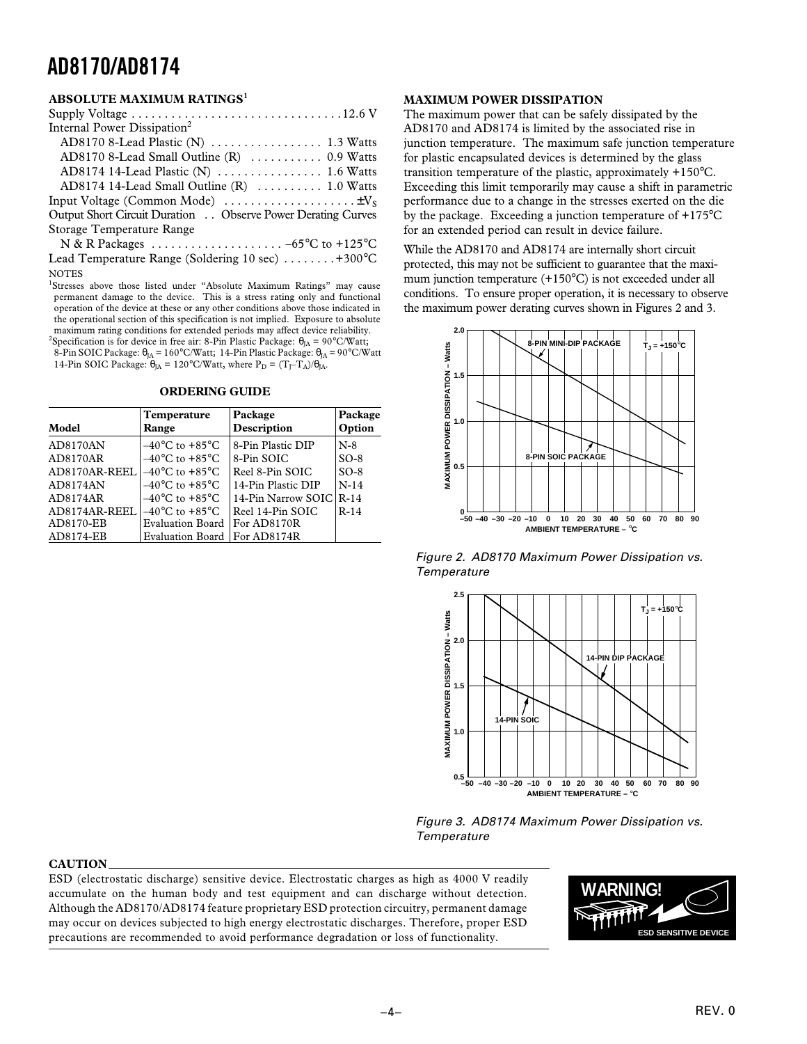## ABSOLUTE MAXIMUM RATINGS[1]

Supply Voltage . . . . . . . . . . . . . . . . . . . . . . . . . . . . . . . . 12.6 V
Internal Power Dissipation[2]
  AD8170 8-Lead Plastic (N) . . . . . . . . . . . . . . . . . 1.3 Watts
  AD8170 8-Lead Small Outline (R) . . . . . . . . . . . 0.9 Watts
  AD8174 14-Lead Plastic (N) . . . . . . . . . . . . . . . . 1.6 Watts
  AD8174 14-Lead Small Outline (R) . . . . . . . . . . 1.0 Watts
Input Voltage (Common Mode) . . . . . . . . . . . . . . . . . . . . $\pm V_S$
Output Short Circuit Duration . . Observe Power Derating Curves
Storage Temperature Range
  N & R Packages . . . . . . . . . . . . . . . . . . . . –65°C to +125°C
Lead Temperature Range (Soldering 10 sec) . . . . . . . . +300°C

NOTES

[1]Stresses above those listed under "Absolute Maximum Ratings" may cause permanent damage to the device. This is a stress rating only and functional operation of the device at these or any other conditions above those indicated in the operational section of this specification is not implied. Exposure to absolute maximum rating conditions for extended periods may affect device reliability.

[2]Specification is for device in free air: 8-Pin Plastic Package: $\theta_{JA}$ = 90°C/Watt; 8-Pin SOIC Package: $\theta_{JA}$ = 160°C/Watt; 14-Pin Plastic Package: $\theta_{JA}$ = 90°C/Watt 14-Pin SOIC Package: $\theta_{JA}$ = 120°C/Watt, where $P_D = (T_J - T_A)/\theta_{JA}$.

## ORDERING GUIDE

| Model | Temperature Range | Package Description | Package Option |
|---|---|---|---|
| AD8170AN | –40°C to +85°C | 8-Pin Plastic DIP | N-8 |
| AD8170AR | –40°C to +85°C | 8-Pin SOIC | SO-8 |
| AD8170AR-REEL | –40°C to +85°C | Reel 8-Pin SOIC | SO-8 |
| AD8174AN | –40°C to +85°C | 14-Pin Plastic DIP | N-14 |
| AD8174AR | –40°C to +85°C | 14-Pin Narrow SOIC | R-14 |
| AD8174AR-REEL | –40°C to +85°C | Reel 14-Pin SOIC | R-14 |
| AD8170-EB | Evaluation Board | For AD8170R | |
| AD8174-EB | Evaluation Board | For AD8174R | |

## MAXIMUM POWER DISSIPATION

The maximum power that can be safely dissipated by the AD8170 and AD8174 is limited by the associated rise in junction temperature. The maximum safe junction temperature for plastic encapsulated devices is determined by the glass transition temperature of the plastic, approximately +150°C. Exceeding this limit temporarily may cause a shift in parametric performance due to a change in the stresses exerted on the die by the package. Exceeding a junction temperature of +175°C for an extended period can result in device failure.

While the AD8170 and AD8174 are internally short circuit protected, this may not be sufficient to guarantee that the maximum junction temperature (+150°C) is not exceeded under all conditions. To ensure proper operation, it is necessary to observe the maximum power derating curves shown in Figures 2 and 3.

*Figure 2. AD8170 Maximum Power Dissipation vs. Temperature*

*Figure 3. AD8174 Maximum Power Dissipation vs. Temperature*

## CAUTION

ESD (electrostatic discharge) sensitive device. Electrostatic charges as high as 4000 V readily accumulate on the human body and test equipment and can discharge without detection. Although the AD8170/AD8174 feature proprietary ESD protection circuitry, permanent damage may occur on devices subjected to high energy electrostatic discharges. Therefore, proper ESD precautions are recommended to avoid performance degradation or loss of functionality.

WARNING! ESD SENSITIVE DEVICE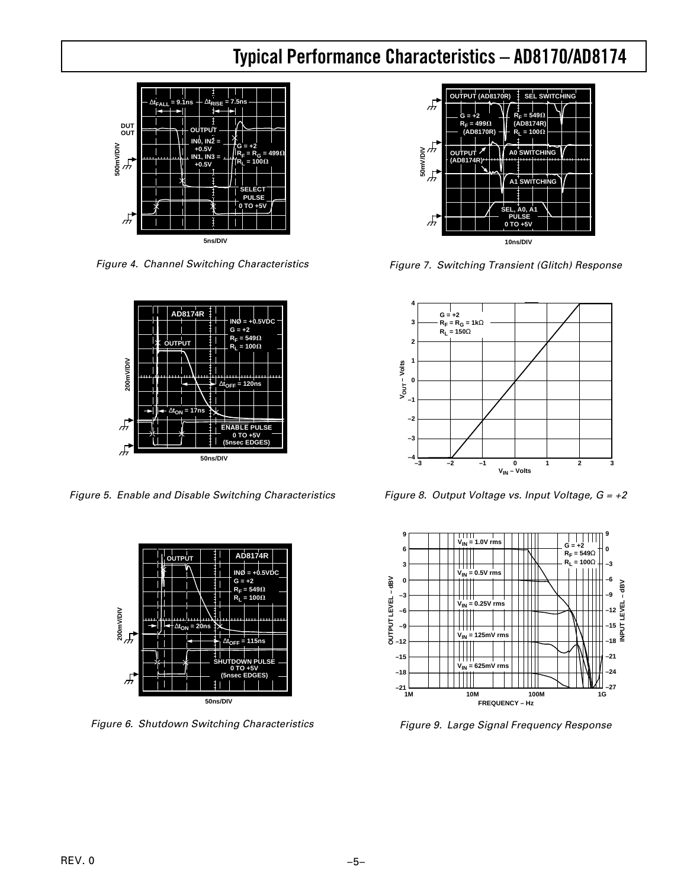## Typical Performance Characteristics – AD8170/AD8174

*Figure 4. Channel Switching Characteristics*

*Figure 5. Enable and Disable Switching Characteristics*

*Figure 6. Shutdown Switching Characteristics*

*Figure 7. Switching Transient (Glitch) Response*

*Figure 8. Output Voltage vs. Input Voltage, G = +2*

*Figure 9. Large Signal Frequency Response*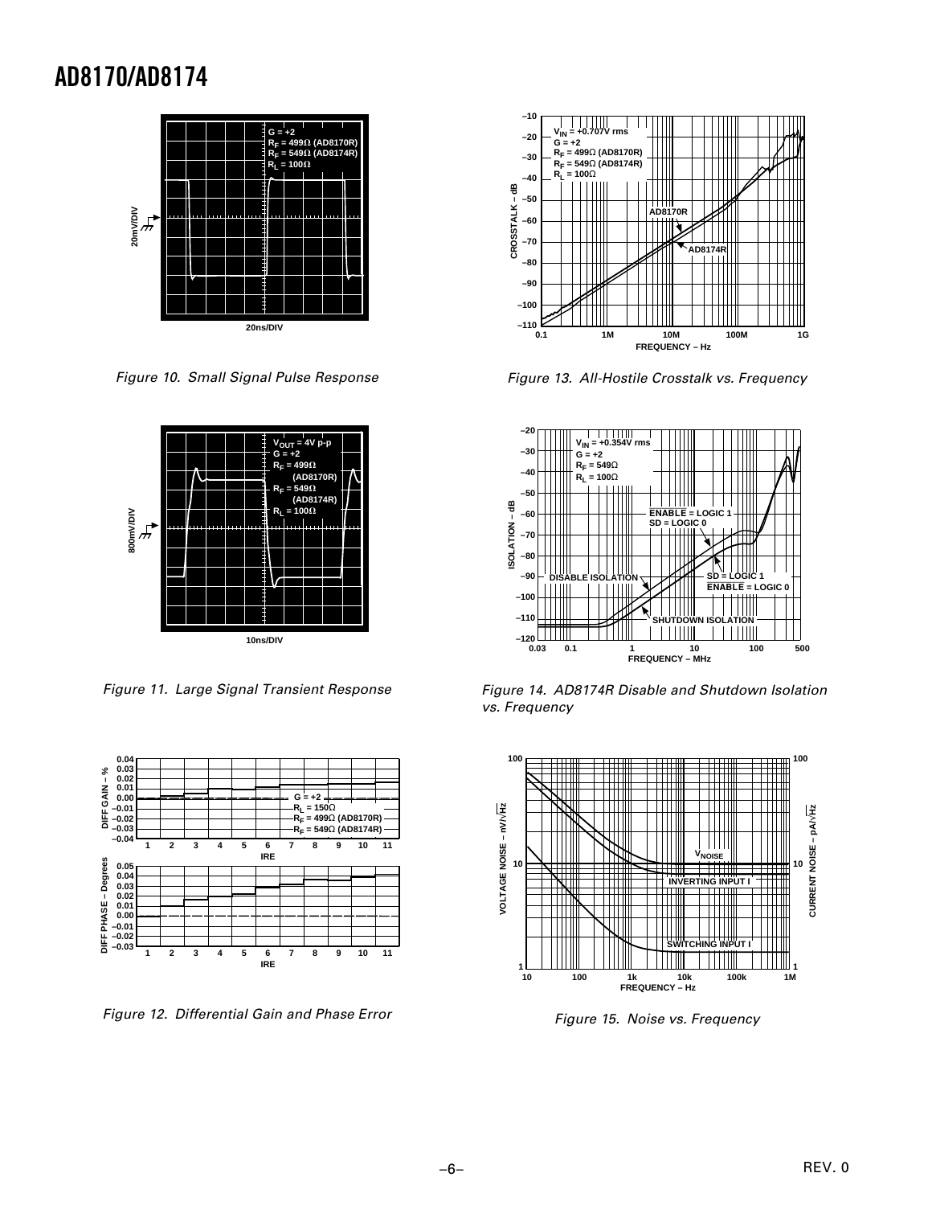Figure 10. Small Signal Pulse Response

Figure 11. Large Signal Transient Response

Figure 12. Differential Gain and Phase Error

Figure 13. All-Hostile Crosstalk vs. Frequency

Figure 14. AD8174R Disable and Shutdown Isolation vs. Frequency

Figure 15. Noise vs. Frequency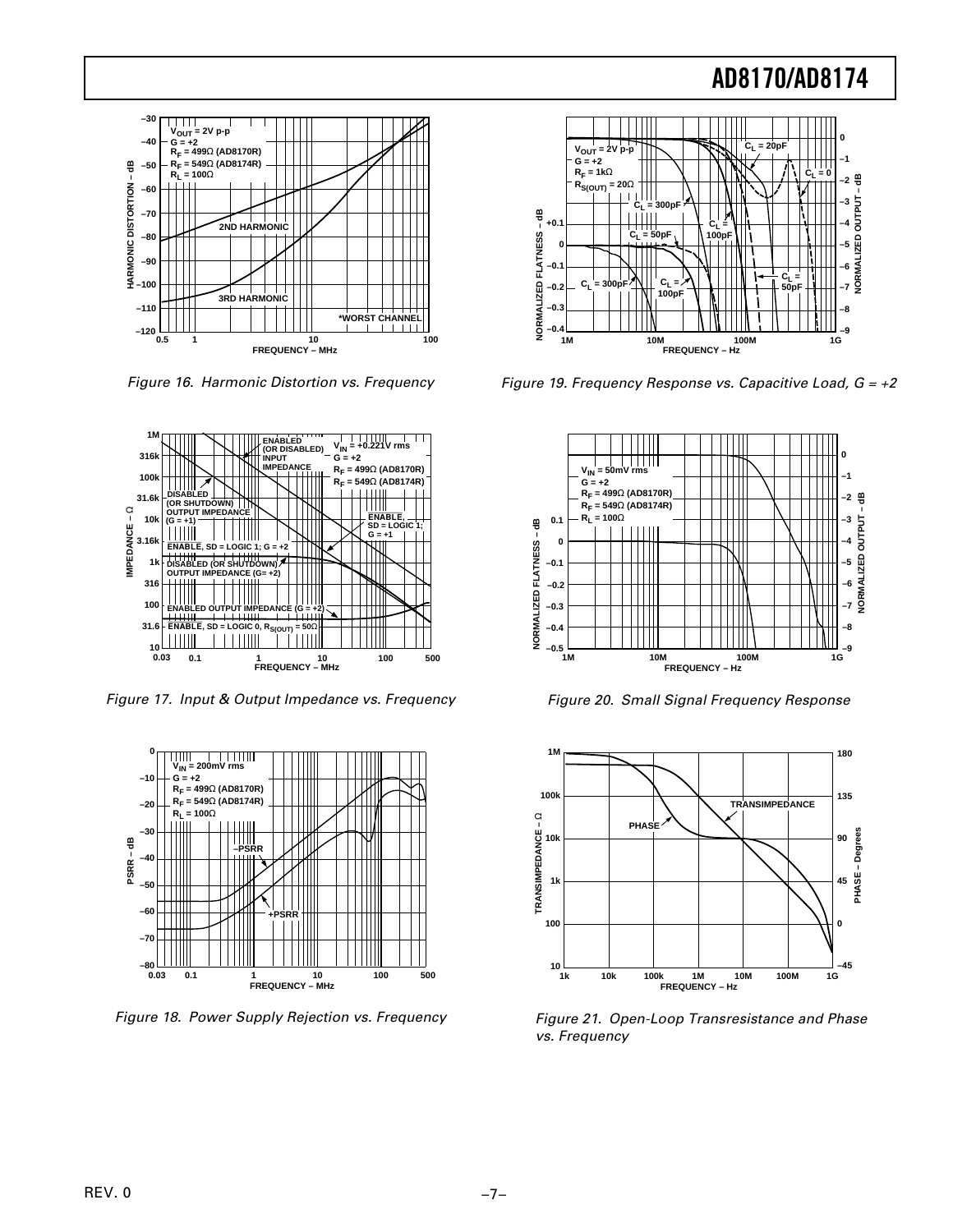Figure 16. Harmonic Distortion vs. Frequency

Figure 19. Frequency Response vs. Capacitive Load, G = +2

Figure 17. Input & Output Impedance vs. Frequency

Figure 20. Small Signal Frequency Response

Figure 18. Power Supply Rejection vs. Frequency

Figure 21. Open-Loop Transresistance and Phase vs. Frequency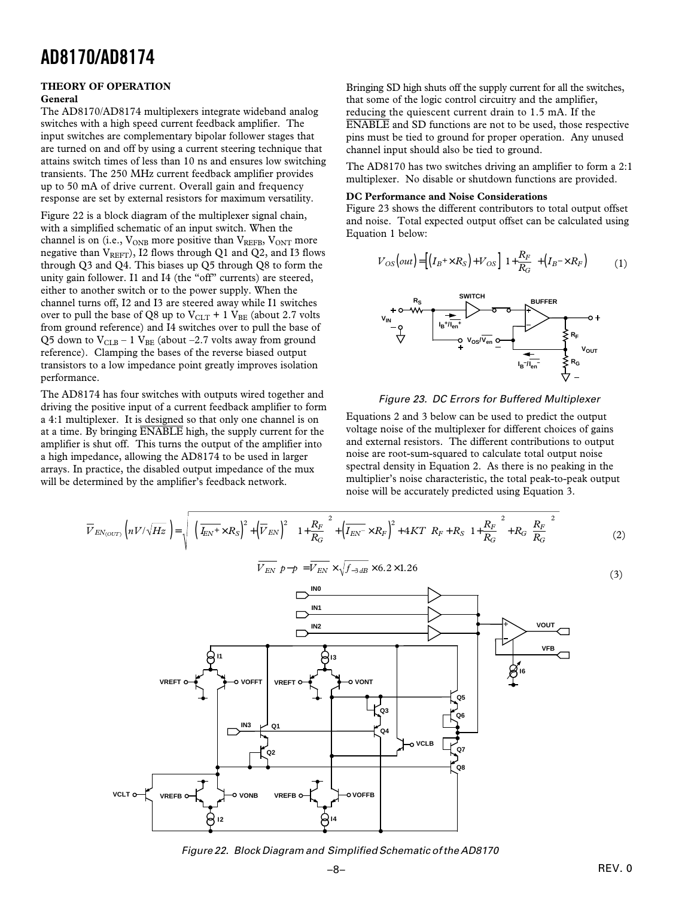## THEORY OF OPERATION

### General

The AD8170/AD8174 multiplexers integrate wideband analog switches with a high speed current feedback amplifier. The input switches are complementary bipolar follower stages that are turned on and off by using a current steering technique that attains switch times of less than 10 ns and ensures low switching transients. The 250 MHz current feedback amplifier provides up to 50 mA of drive current. Overall gain and frequency response are set by external resistors for maximum versatility.

Figure 22 is a block diagram of the multiplexer signal chain, with a simplified schematic of an input switch. When the channel is on (i.e., $V_{ONB}$ more positive than $V_{REFB}$, $V_{ONT}$ more negative than $V_{REFT}$), I2 flows through Q1 and Q2, and I3 flows through Q3 and Q4. This biases up Q5 through Q8 to form the unity gain follower. I1 and I4 (the "off" currents) are steered, either to another switch or to the power supply. When the channel turns off, I2 and I3 are steered away while I1 switches over to pull the base of Q8 up to $V_{CLT}$ + 1 $V_{BE}$ (about 2.7 volts from ground reference) and I4 switches over to pull the base of Q5 down to $V_{CLB}$ – 1 $V_{BE}$ (about –2.7 volts away from ground reference). Clamping the bases of the reverse biased output transistors to a low impedance point greatly improves isolation performance.

The AD8174 has four switches with outputs wired together and driving the positive input of a current feedback amplifier to form a 4:1 multiplexer. It is designed so that only one channel is on at a time. By bringing $\overline{\text{ENABLE}}$ high, the supply current for the amplifier is shut off. This turns the output of the amplifier into a high impedance, allowing the AD8174 to be used in larger arrays. In practice, the disabled output impedance of the mux will be determined by the amplifier's feedback network.

Bringing SD high shuts off the supply current for all the switches, that some of the logic control circuitry and the amplifier, reducing the quiescent current drain to 1.5 mA. If the $\overline{\text{ENABLE}}$ and SD functions are not to be used, those respective pins must be tied to ground for proper operation. Any unused channel input should also be tied to ground.

The AD8170 has two switches driving an amplifier to form a 2:1 multiplexer. No disable or shutdown functions are provided.

### DC Performance and Noise Considerations

Figure 23 shows the different contributors to total output offset and noise. Total expected output offset can be calculated using Equation 1 below:

$$V_{OS}(out) = \left[ \left( I_{B+} \times R_S \right) + V_{OS} \right] \left( 1 + \frac{R_F}{R_G} \right) + \left( I_{B-} \times R_F \right) \quad (1)$$

*Figure 23. DC Errors for Buffered Multiplexer*

Equations 2 and 3 below can be used to predict the output voltage noise of the multiplexer for different choices of gains and external resistors. The different contributions to output noise are root-sum-squared to calculate total output noise spectral density in Equation 2. As there is no peaking in the multiplier's noise characteristic, the total peak-to-peak output noise will be accurately predicted using Equation 3.

$$\overline{V}_{EN(OUT)} \left( nV/\sqrt{Hz} \right) = \sqrt{ \left[ \left( \overline{I_{EN^+}} \times R_S \right)^2 + \left( \overline{V}_{EN} \right)^2 \right] \left( 1 + \frac{R_F}{R_G} \right)^2 + \left( \overline{I_{EN^-}} \times R_F \right)^2 + 4KT \left[ R_F + R_S \left( 1 + \frac{R_F}{R_G} \right)^2 + R_G \left( \frac{R_F}{R_G} \right)^2 \right] } \quad (2)$$

$$\overline{V_{EN}} \left( p\text{–}p \right) = \overline{V_{EN}} \times \sqrt{f_{-3dB}} \times 6.2 \times 1.26 \quad (3)$$

*Figure 22. Block Diagram and Simplified Schematic of the AD8170*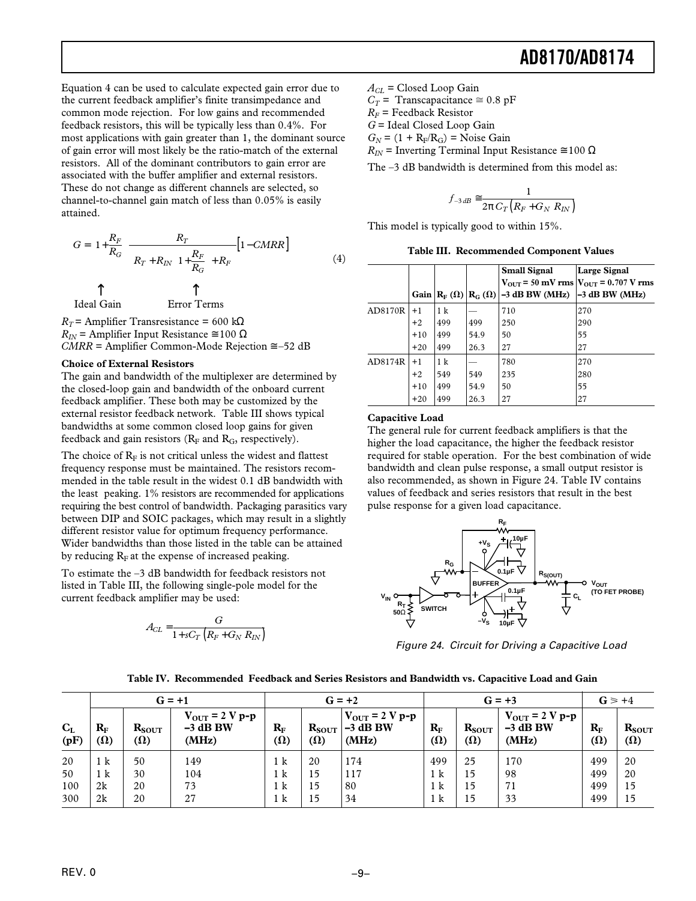Equation 4 can be used to calculate expected gain error due to the current feedback amplifier's finite transimpedance and common mode rejection. For low gains and recommended feedback resistors, this will be typically less than 0.4%. For most applications with gain greater than 1, the dominant source of gain error will most likely be the ratio-match of the external resistors. All of the dominant contributors to gain error are associated with the buffer amplifier and external resistors. These do not change as different channels are selected, so channel-to-channel gain match of less than 0.05% is easily attained.

$$G = \underbrace{1+\frac{R_F}{R_G}}_{\text{Ideal Gain}} \underbrace{\frac{R_T}{R_T + R_{IN}\left(1+\frac{R_F}{R_G}\right) + R_F}\left[1-CMRR\right]}_{\text{Error Terms}} \quad (4)$$

$R_T$ = Amplifier Transresistance = 600 kΩ
$R_{IN}$ = Amplifier Input Resistance ≅100 Ω
$CMRR$ = Amplifier Common-Mode Rejection ≅–52 dB

**Choice of External Resistors**

The gain and bandwidth of the multiplexer are determined by the closed-loop gain and bandwidth of the onboard current feedback amplifier. These both may be customized by the external resistor feedback network. Table III shows typical bandwidths at some common closed loop gains for given feedback and gain resistors ($R_F$ and $R_G$, respectively).

The choice of $R_F$ is not critical unless the widest and flattest frequency response must be maintained. The resistors recommended in the table result in the widest 0.1 dB bandwidth with the least peaking. 1% resistors are recommended for applications requiring the best control of bandwidth. Packaging parasitics vary between DIP and SOIC packages, which may result in a slightly different resistor value for optimum frequency performance. Wider bandwidths than those listed in the table can be attained by reducing $R_F$ at the expense of increased peaking.

To estimate the –3 dB bandwidth for feedback resistors not listed in Table III, the following single-pole model for the current feedback amplifier may be used:

$$A_{CL} = \frac{G}{1+sC_T\left(R_F + G_N R_{IN}\right)}$$

$A_{CL}$ = Closed Loop Gain
$C_T$ = Transcapacitance ≅ 0.8 pF
$R_F$ = Feedback Resistor
$G$ = Ideal Closed Loop Gain
$G_N = (1 + R_F/R_G)$ = Noise Gain
$R_{IN}$ = Inverting Terminal Input Resistance ≅100 Ω

The –3 dB bandwidth is determined from this model as:

$$f_{-3\,dB} \cong \frac{1}{2\pi C_T\left(R_F + G_N R_{IN}\right)}$$

This model is typically good to within 15%.

**Table III. Recommended Component Values**

| | Gain | $R_F$ (Ω) | $R_G$ (Ω) | Small Signal $V_{OUT}$ = 50 mV rms –3 dB BW (MHz) | Large Signal $V_{OUT}$ = 0.707 V rms –3 dB BW (MHz) |
|---|---|---|---|---|---|
| AD8170R | +1 | 1 k | — | 710 | 270 |
| | +2 | 499 | 499 | 250 | 290 |
| | +10 | 499 | 54.9 | 50 | 55 |
| | +20 | 499 | 26.3 | 27 | 27 |
| AD8174R | +1 | 1 k | — | 780 | 270 |
| | +2 | 549 | 549 | 235 | 280 |
| | +10 | 499 | 54.9 | 50 | 55 |
| | +20 | 499 | 26.3 | 27 | 27 |

**Capacitive Load**

The general rule for current feedback amplifiers is that the higher the load capacitance, the higher the feedback resistor required for stable operation. For the best combination of wide bandwidth and clean pulse response, a small output resistor is also recommended, as shown in Figure 24. Table IV contains values of feedback and series resistors that result in the best pulse response for a given load capacitance.

*Figure 24. Circuit for Driving a Capacitive Load*

**Table IV. Recommended Feedback and Series Resistors and Bandwidth vs. Capacitive Load and Gain**

| | G = +1 | | | G = +2 | | | G = +3 | | | G ≥ +4 | |
|---|---|---|---|---|---|---|---|---|---|---|---|
| $C_L$ (pF) | $R_F$ (Ω) | $R_{SOUT}$ (Ω) | $V_{OUT}$ = 2 V p-p –3 dB BW (MHz) | $R_F$ (Ω) | $R_{SOUT}$ (Ω) | $V_{OUT}$ = 2 V p-p –3 dB BW (MHz) | $R_F$ (Ω) | $R_{SOUT}$ (Ω) | $V_{OUT}$ = 2 V p-p –3 dB BW (MHz) | $R_F$ (Ω) | $R_{SOUT}$ (Ω) |
| 20 | 1 k | 50 | 149 | 1 k | 20 | 174 | 499 | 25 | 170 | 499 | 20 |
| 50 | 1 k | 30 | 104 | 1 k | 15 | 117 | 1 k | 15 | 98 | 499 | 20 |
| 100 | 2k | 20 | 73 | 1 k | 15 | 80 | 1 k | 15 | 71 | 499 | 15 |
| 300 | 2k | 20 | 27 | 1 k | 15 | 34 | 1 k | 15 | 33 | 499 | 15 |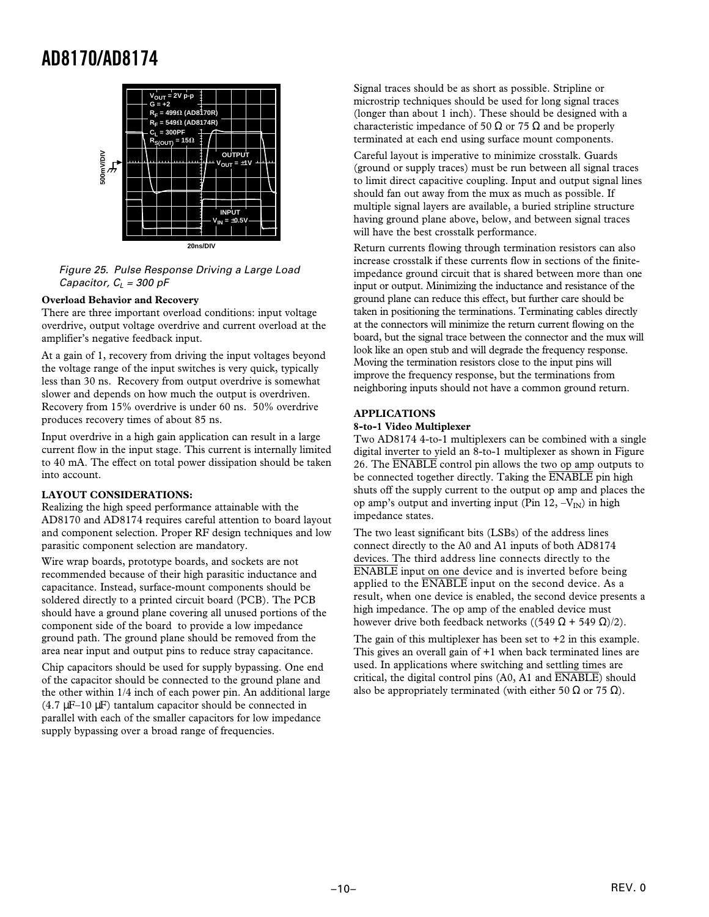*Figure 25. Pulse Response Driving a Large Load Capacitor, $C_L$ = 300 pF*

**Overload Behavior and Recovery**

There are three important overload conditions: input voltage overdrive, output voltage overdrive and current overload at the amplifier's negative feedback input.

At a gain of 1, recovery from driving the input voltages beyond the voltage range of the input switches is very quick, typically less than 30 ns. Recovery from output overdrive is somewhat slower and depends on how much the output is overdriven. Recovery from 15% overdrive is under 60 ns. 50% overdrive produces recovery times of about 85 ns.

Input overdrive in a high gain application can result in a large current flow in the input stage. This current is internally limited to 40 mA. The effect on total power dissipation should be taken into account.

## LAYOUT CONSIDERATIONS:

Realizing the high speed performance attainable with the AD8170 and AD8174 requires careful attention to board layout and component selection. Proper RF design techniques and low parasitic component selection are mandatory.

Wire wrap boards, prototype boards, and sockets are not recommended because of their high parasitic inductance and capacitance. Instead, surface-mount components should be soldered directly to a printed circuit board (PCB). The PCB should have a ground plane covering all unused portions of the component side of the board to provide a low impedance ground path. The ground plane should be removed from the area near input and output pins to reduce stray capacitance.

Chip capacitors should be used for supply bypassing. One end of the capacitor should be connected to the ground plane and the other within 1/4 inch of each power pin. An additional large (4.7 µF–10 µF) tantalum capacitor should be connected in parallel with each of the smaller capacitors for low impedance supply bypassing over a broad range of frequencies.

Signal traces should be as short as possible. Stripline or microstrip techniques should be used for long signal traces (longer than about 1 inch). These should be designed with a characteristic impedance of 50 Ω or 75 Ω and be properly terminated at each end using surface mount components.

Careful layout is imperative to minimize crosstalk. Guards (ground or supply traces) must be run between all signal traces to limit direct capacitive coupling. Input and output signal lines should fan out away from the mux as much as possible. If multiple signal layers are available, a buried stripline structure having ground plane above, below, and between signal traces will have the best crosstalk performance.

Return currents flowing through termination resistors can also increase crosstalk if these currents flow in sections of the finite-impedance ground circuit that is shared between more than one input or output. Minimizing the inductance and resistance of the ground plane can reduce this effect, but further care should be taken in positioning the terminations. Terminating cables directly at the connectors will minimize the return current flowing on the board, but the signal trace between the connector and the mux will look like an open stub and will degrade the frequency response. Moving the termination resistors close to the input pins will improve the frequency response, but the terminations from neighboring inputs should not have a common ground return.

## APPLICATIONS

**8-to-1 Video Multiplexer**

Two AD8174 4-to-1 multiplexers can be combined with a single digital inverter to yield an 8-to-1 multiplexer as shown in Figure 26. The $\overline{ENABLE}$ control pin allows the two op amp outputs to be connected together directly. Taking the $\overline{ENABLE}$ pin high shuts off the supply current to the output op amp and places the op amp's output and inverting input (Pin 12, $-V_{IN}$) in high impedance states.

The two least significant bits (LSBs) of the address lines connect directly to the A0 and A1 inputs of both AD8174 devices. The third address line connects directly to the $\overline{ENABLE}$ input on one device and is inverted before being applied to the $\overline{ENABLE}$ input on the second device. As a result, when one device is enabled, the second device presents a high impedance. The op amp of the enabled device must however drive both feedback networks ((549 Ω + 549 Ω)/2).

The gain of this multiplexer has been set to +2 in this example. This gives an overall gain of +1 when back terminated lines are used. In applications where switching and settling times are critical, the digital control pins (A0, A1 and $\overline{ENABLE}$) should also be appropriately terminated (with either 50 Ω or 75 Ω).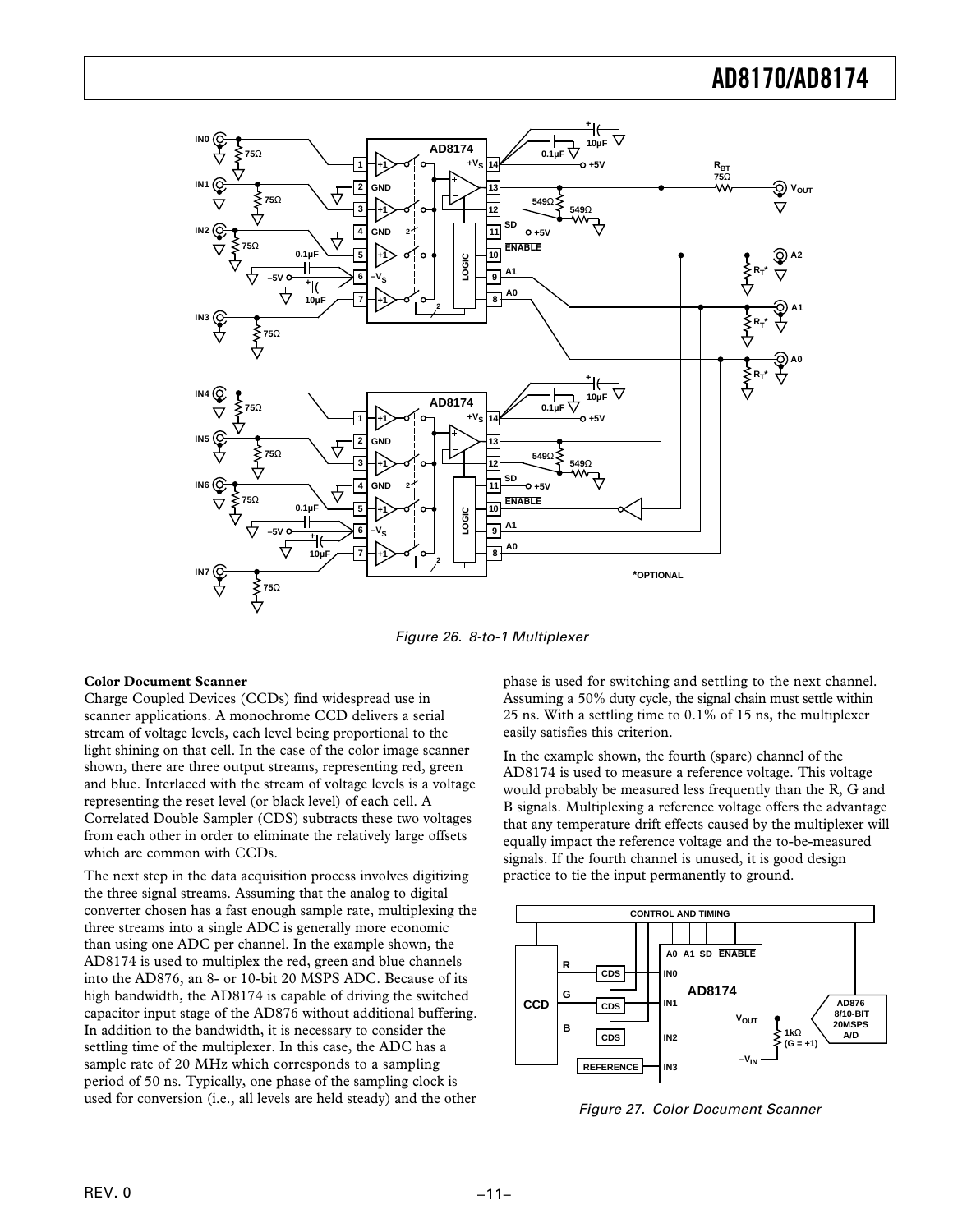Figure 26. 8-to-1 Multiplexer

**Color Document Scanner**

Charge Coupled Devices (CCDs) find widespread use in scanner applications. A monochrome CCD delivers a serial stream of voltage levels, each level being proportional to the light shining on that cell. In the case of the color image scanner shown, there are three output streams, representing red, green and blue. Interlaced with the stream of voltage levels is a voltage representing the reset level (or black level) of each cell. A Correlated Double Sampler (CDS) subtracts these two voltages from each other in order to eliminate the relatively large offsets which are common with CCDs.

The next step in the data acquisition process involves digitizing the three signal streams. Assuming that the analog to digital converter chosen has a fast enough sample rate, multiplexing the three streams into a single ADC is generally more economic than using one ADC per channel. In the example shown, the AD8174 is used to multiplex the red, green and blue channels into the AD876, an 8- or 10-bit 20 MSPS ADC. Because of its high bandwidth, the AD8174 is capable of driving the switched capacitor input stage of the AD876 without additional buffering. In addition to the bandwidth, it is necessary to consider the settling time of the multiplexer. In this case, the ADC has a sample rate of 20 MHz which corresponds to a sampling period of 50 ns. Typically, one phase of the sampling clock is used for conversion (i.e., all levels are held steady) and the other phase is used for switching and settling to the next channel. Assuming a 50% duty cycle, the signal chain must settle within 25 ns. With a settling time to 0.1% of 15 ns, the multiplexer easily satisfies this criterion.

In the example shown, the fourth (spare) channel of the AD8174 is used to measure a reference voltage. This voltage would probably be measured less frequently than the R, G and B signals. Multiplexing a reference voltage offers the advantage that any temperature drift effects caused by the multiplexer will equally impact the reference voltage and the to-be-measured signals. If the fourth channel is unused, it is good design practice to tie the input permanently to ground.

Figure 27. Color Document Scanner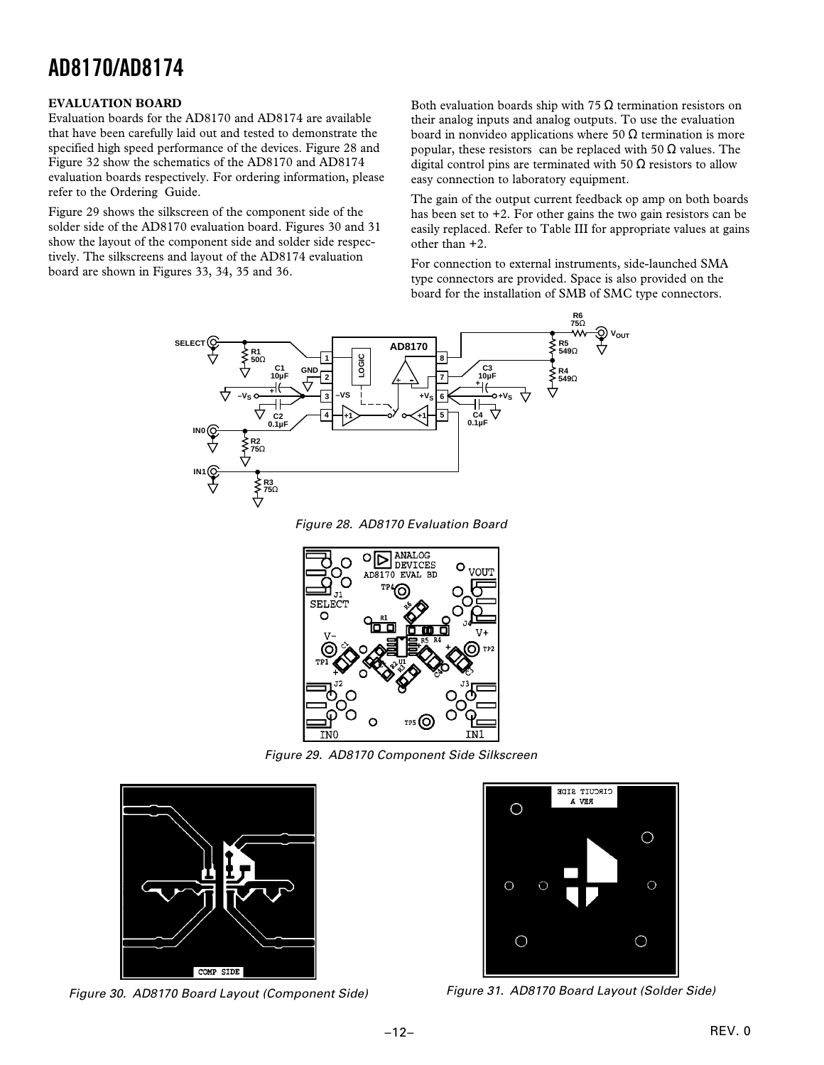## EVALUATION BOARD

Evaluation boards for the AD8170 and AD8174 are available that have been carefully laid out and tested to demonstrate the specified high speed performance of the devices. Figure 28 and Figure 32 show the schematics of the AD8170 and AD8174 evaluation boards respectively. For ordering information, please refer to the Ordering Guide.

Figure 29 shows the silkscreen of the component side of the solder side of the AD8170 evaluation board. Figures 30 and 31 show the layout of the component side and solder side respectively. The silkscreens and layout of the AD8174 evaluation board are shown in Figures 33, 34, 35 and 36.

Both evaluation boards ship with 75 Ω termination resistors on their analog inputs and analog outputs. To use the evaluation board in nonvideo applications where 50 Ω termination is more popular, these resistors can be replaced with 50 Ω values. The digital control pins are terminated with 50 Ω resistors to allow easy connection to laboratory equipment.

The gain of the output current feedback op amp on both boards has been set to +2. For other gains the two gain resistors can be easily replaced. Refer to Table III for appropriate values at gains other than +2.

For connection to external instruments, side-launched SMA type connectors are provided. Space is also provided on the board for the installation of SMB of SMC type connectors.

*Figure 28. AD8170 Evaluation Board*

*Figure 29. AD8170 Component Side Silkscreen*

*Figure 30. AD8170 Board Layout (Component Side)*

*Figure 31. AD8170 Board Layout (Solder Side)*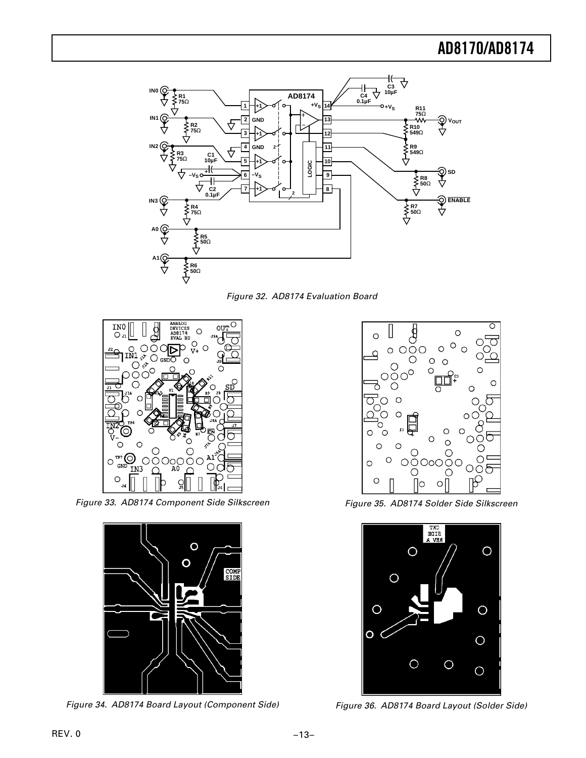Figure 32. AD8174 Evaluation Board

Figure 33. AD8174 Component Side Silkscreen

Figure 35. AD8174 Solder Side Silkscreen

Figure 34. AD8174 Board Layout (Component Side)

Figure 36. AD8174 Board Layout (Solder Side)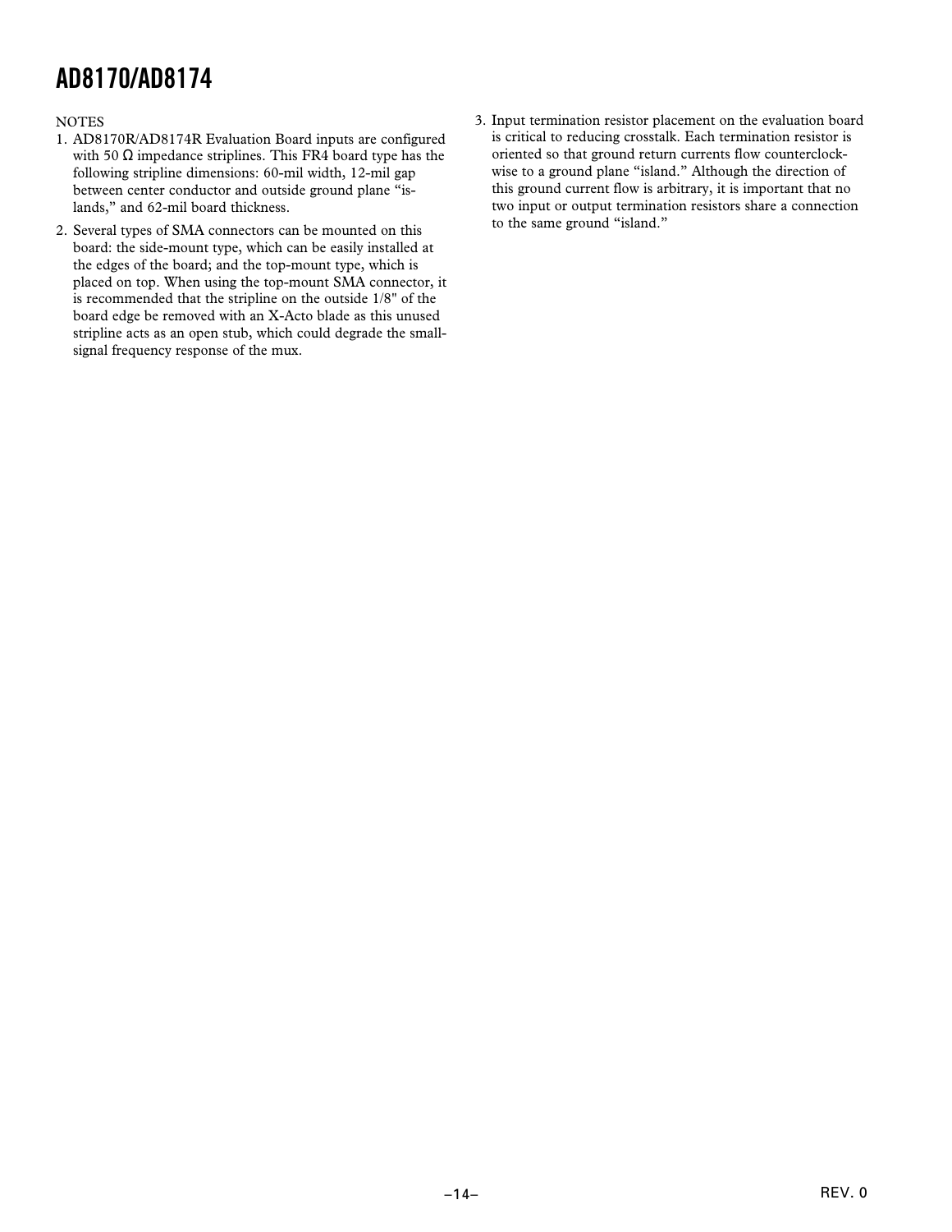NOTES

1. AD8170R/AD8174R Evaluation Board inputs are configured with 50 Ω impedance striplines. This FR4 board type has the following stripline dimensions: 60-mil width, 12-mil gap between center conductor and outside ground plane "islands," and 62-mil board thickness.
2. Several types of SMA connectors can be mounted on this board: the side-mount type, which can be easily installed at the edges of the board; and the top-mount type, which is placed on top. When using the top-mount SMA connector, it is recommended that the stripline on the outside 1/8" of the board edge be removed with an X-Acto blade as this unused stripline acts as an open stub, which could degrade the small-signal frequency response of the mux.
3. Input termination resistor placement on the evaluation board is critical to reducing crosstalk. Each termination resistor is oriented so that ground return currents flow counterclockwise to a ground plane "island." Although the direction of this ground current flow is arbitrary, it is important that no two input or output termination resistors share a connection to the same ground "island."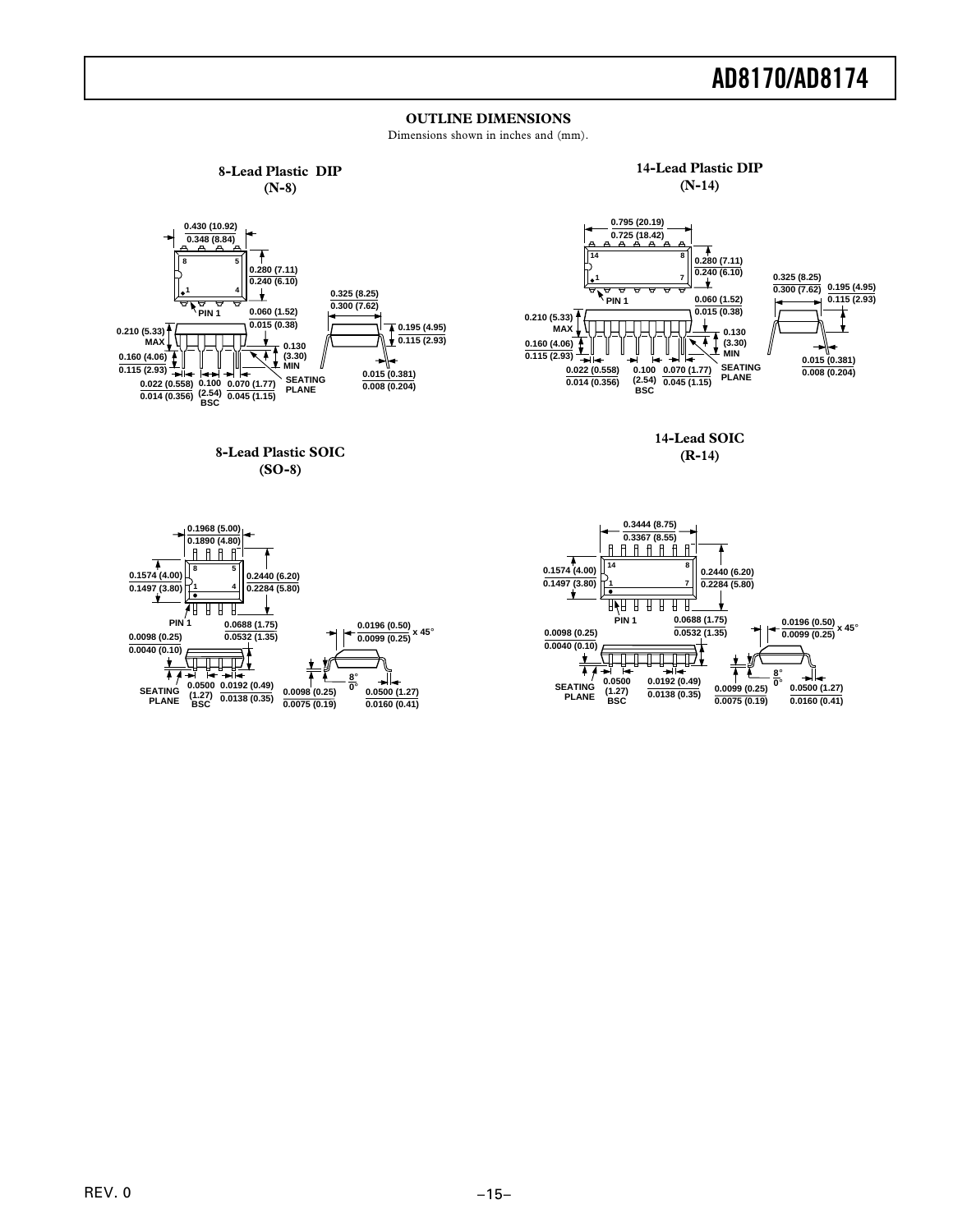## OUTLINE DIMENSIONS

Dimensions shown in inches and (mm).

### 8-Lead Plastic DIP (N-8)

0.430 (10.92)
0.348 (8.84)

8 5

1 4

0.280 (7.11)
0.240 (6.10)

PIN 1

0.060 (1.52)
0.015 (0.38)

0.325 (8.25)
0.300 (7.62)

0.210 (5.33) MAX

0.195 (4.95)
0.115 (2.93)

0.130 (3.30) MIN

0.160 (4.06)
0.115 (2.93)

0.022 (0.558)
0.014 (0.356)

0.100 (2.54) BSC

0.070 (1.77)
0.045 (1.15)

SEATING PLANE

0.015 (0.381)
0.008 (0.204)

### 14-Lead Plastic DIP (N-14)

0.795 (20.19)
0.725 (18.42)

14 8

1 7

0.280 (7.11)
0.240 (6.10)

PIN 1

0.060 (1.52)
0.015 (0.38)

0.325 (8.25)
0.300 (7.62)

0.195 (4.95)
0.115 (2.93)

0.210 (5.33) MAX

0.130 (3.30) MIN

0.160 (4.06)
0.115 (2.93)

0.022 (0.558)
0.014 (0.356)

0.100 (2.54) BSC

0.070 (1.77)
0.045 (1.15)

SEATING PLANE

0.015 (0.381)
0.008 (0.204)

### 8-Lead Plastic SOIC (SO-8)

0.1968 (5.00)
0.1890 (4.80)

8 5

1 4

0.1574 (4.00)
0.1497 (3.80)

0.2440 (6.20)
0.2284 (5.80)

PIN 1

0.0688 (1.75)
0.0532 (1.35)

0.0098 (0.25)
0.0040 (0.10)

0.0196 (0.50)
0.0099 (0.25) x 45°

SEATING PLANE

0.0500 (1.27) BSC

0.0192 (0.49)
0.0138 (0.35)

0.0098 (0.25)
0.0075 (0.19)

8°
0°

0.0500 (1.27)
0.0160 (0.41)

### 14-Lead SOIC (R-14)

0.3444 (8.75)
0.3367 (8.55)

14 8

1 7

0.1574 (4.00)
0.1497 (3.80)

0.2440 (6.20)
0.2284 (5.80)

PIN 1

0.0688 (1.75)
0.0532 (1.35)

0.0098 (0.25)
0.0040 (0.10)

0.0196 (0.50)
0.0099 (0.25) x 45°

SEATING PLANE

0.0500 (1.27) BSC

0.0192 (0.49)
0.0138 (0.35)

8°
0°

0.0099 (0.25)
0.0075 (0.19)

0.0500 (1.27)
0.0160 (0.41)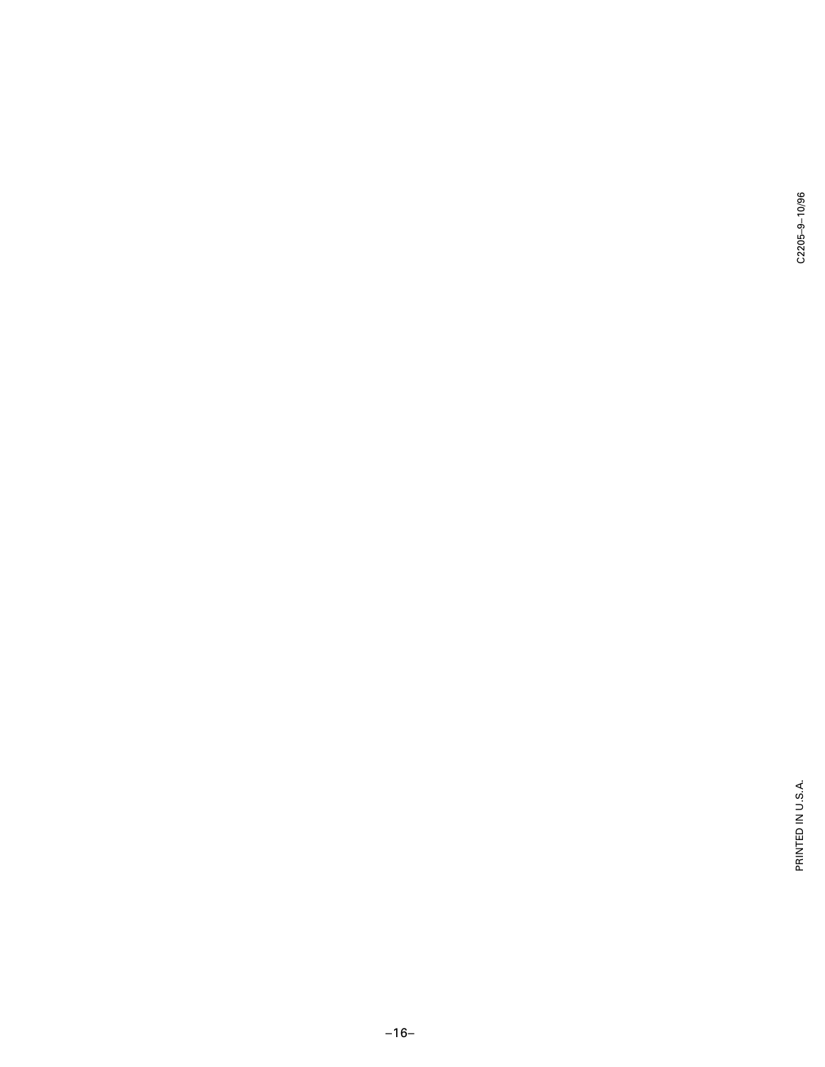C2205–9–10/96

PRINTED IN U.S.A.